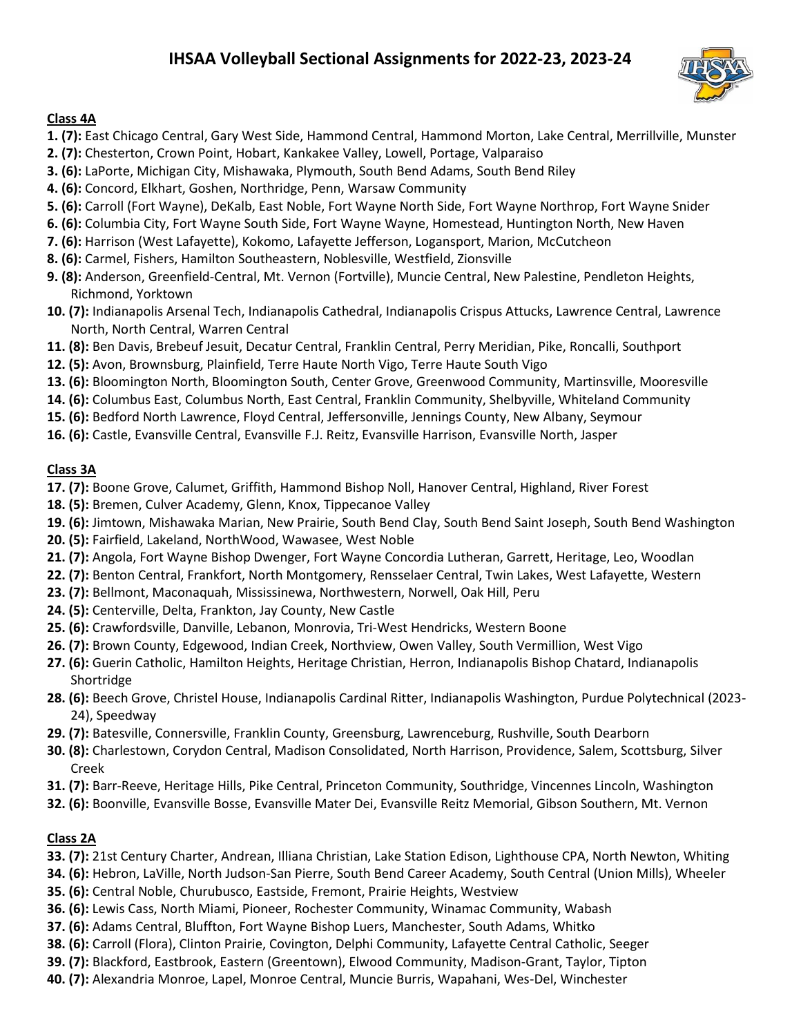# IHSAA Volleyball Sectional Assignments for 2022-23, 2023-24

## Class 4A

**1. (7):** East Chicago Central, Gary West Side, Hammond Central, Hammond Morton, Lake Central, Merrillville, Munster
**2. (7):** Chesterton, Crown Point, Hobart, Kankakee Valley, Lowell, Portage, Valparaiso
**3. (6):** LaPorte, Michigan City, Mishawaka, Plymouth, South Bend Adams, South Bend Riley
**4. (6):** Concord, Elkhart, Goshen, Northridge, Penn, Warsaw Community
**5. (6):** Carroll (Fort Wayne), DeKalb, East Noble, Fort Wayne North Side, Fort Wayne Northrop, Fort Wayne Snider
**6. (6):** Columbia City, Fort Wayne South Side, Fort Wayne Wayne, Homestead, Huntington North, New Haven
**7. (6):** Harrison (West Lafayette), Kokomo, Lafayette Jefferson, Logansport, Marion, McCutcheon
**8. (6):** Carmel, Fishers, Hamilton Southeastern, Noblesville, Westfield, Zionsville
**9. (8):** Anderson, Greenfield-Central, Mt. Vernon (Fortville), Muncie Central, New Palestine, Pendleton Heights, Richmond, Yorktown
**10. (7):** Indianapolis Arsenal Tech, Indianapolis Cathedral, Indianapolis Crispus Attucks, Lawrence Central, Lawrence North, North Central, Warren Central
**11. (8):** Ben Davis, Brebeuf Jesuit, Decatur Central, Franklin Central, Perry Meridian, Pike, Roncalli, Southport
**12. (5):** Avon, Brownsburg, Plainfield, Terre Haute North Vigo, Terre Haute South Vigo
**13. (6):** Bloomington North, Bloomington South, Center Grove, Greenwood Community, Martinsville, Mooresville
**14. (6):** Columbus East, Columbus North, East Central, Franklin Community, Shelbyville, Whiteland Community
**15. (6):** Bedford North Lawrence, Floyd Central, Jeffersonville, Jennings County, New Albany, Seymour
**16. (6):** Castle, Evansville Central, Evansville F.J. Reitz, Evansville Harrison, Evansville North, Jasper

## Class 3A

**17. (7):** Boone Grove, Calumet, Griffith, Hammond Bishop Noll, Hanover Central, Highland, River Forest
**18. (5):** Bremen, Culver Academy, Glenn, Knox, Tippecanoe Valley
**19. (6):** Jimtown, Mishawaka Marian, New Prairie, South Bend Clay, South Bend Saint Joseph, South Bend Washington
**20. (5):** Fairfield, Lakeland, NorthWood, Wawasee, West Noble
**21. (7):** Angola, Fort Wayne Bishop Dwenger, Fort Wayne Concordia Lutheran, Garrett, Heritage, Leo, Woodlan
**22. (7):** Benton Central, Frankfort, North Montgomery, Rensselaer Central, Twin Lakes, West Lafayette, Western
**23. (7):** Bellmont, Maconaquah, Mississinewa, Northwestern, Norwell, Oak Hill, Peru
**24. (5):** Centerville, Delta, Frankton, Jay County, New Castle
**25. (6):** Crawfordsville, Danville, Lebanon, Monrovia, Tri-West Hendricks, Western Boone
**26. (7):** Brown County, Edgewood, Indian Creek, Northview, Owen Valley, South Vermillion, West Vigo
**27. (6):** Guerin Catholic, Hamilton Heights, Heritage Christian, Herron, Indianapolis Bishop Chatard, Indianapolis Shortridge
**28. (6):** Beech Grove, Christel House, Indianapolis Cardinal Ritter, Indianapolis Washington, Purdue Polytechnical (2023-24), Speedway
**29. (7):** Batesville, Connersville, Franklin County, Greensburg, Lawrenceburg, Rushville, South Dearborn
**30. (8):** Charlestown, Corydon Central, Madison Consolidated, North Harrison, Providence, Salem, Scottsburg, Silver Creek
**31. (7):** Barr-Reeve, Heritage Hills, Pike Central, Princeton Community, Southridge, Vincennes Lincoln, Washington
**32. (6):** Boonville, Evansville Bosse, Evansville Mater Dei, Evansville Reitz Memorial, Gibson Southern, Mt. Vernon

## Class 2A

**33. (7):** 21st Century Charter, Andrean, Illiana Christian, Lake Station Edison, Lighthouse CPA, North Newton, Whiting
**34. (6):** Hebron, LaVille, North Judson-San Pierre, South Bend Career Academy, South Central (Union Mills), Wheeler
**35. (6):** Central Noble, Churubusco, Eastside, Fremont, Prairie Heights, Westview
**36. (6):** Lewis Cass, North Miami, Pioneer, Rochester Community, Winamac Community, Wabash
**37. (6):** Adams Central, Bluffton, Fort Wayne Bishop Luers, Manchester, South Adams, Whitko
**38. (6):** Carroll (Flora), Clinton Prairie, Covington, Delphi Community, Lafayette Central Catholic, Seeger
**39. (7):** Blackford, Eastbrook, Eastern (Greentown), Elwood Community, Madison-Grant, Taylor, Tipton
**40. (7):** Alexandria Monroe, Lapel, Monroe Central, Muncie Burris, Wapahani, Wes-Del, Winchester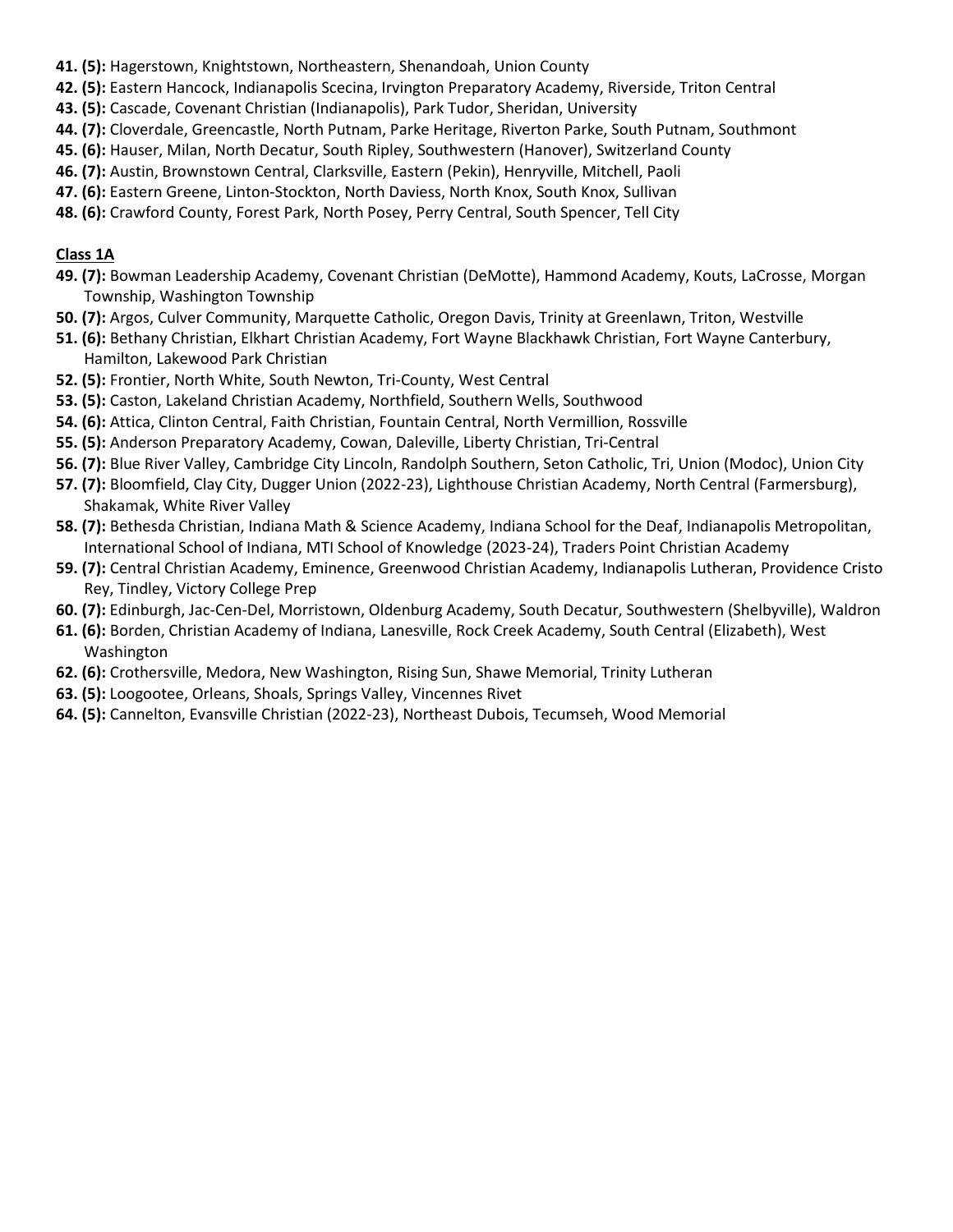**41. (5):** Hagerstown, Knightstown, Northeastern, Shenandoah, Union County
**42. (5):** Eastern Hancock, Indianapolis Scecina, Irvington Preparatory Academy, Riverside, Triton Central
**43. (5):** Cascade, Covenant Christian (Indianapolis), Park Tudor, Sheridan, University
**44. (7):** Cloverdale, Greencastle, North Putnam, Parke Heritage, Riverton Parke, South Putnam, Southmont
**45. (6):** Hauser, Milan, North Decatur, South Ripley, Southwestern (Hanover), Switzerland County
**46. (7):** Austin, Brownstown Central, Clarksville, Eastern (Pekin), Henryville, Mitchell, Paoli
**47. (6):** Eastern Greene, Linton-Stockton, North Daviess, North Knox, South Knox, Sullivan
**48. (6):** Crawford County, Forest Park, North Posey, Perry Central, South Spencer, Tell City

**Class 1A**

**49. (7):** Bowman Leadership Academy, Covenant Christian (DeMotte), Hammond Academy, Kouts, LaCrosse, Morgan Township, Washington Township
**50. (7):** Argos, Culver Community, Marquette Catholic, Oregon Davis, Trinity at Greenlawn, Triton, Westville
**51. (6):** Bethany Christian, Elkhart Christian Academy, Fort Wayne Blackhawk Christian, Fort Wayne Canterbury, Hamilton, Lakewood Park Christian
**52. (5):** Frontier, North White, South Newton, Tri-County, West Central
**53. (5):** Caston, Lakeland Christian Academy, Northfield, Southern Wells, Southwood
**54. (6):** Attica, Clinton Central, Faith Christian, Fountain Central, North Vermillion, Rossville
**55. (5):** Anderson Preparatory Academy, Cowan, Daleville, Liberty Christian, Tri-Central
**56. (7):** Blue River Valley, Cambridge City Lincoln, Randolph Southern, Seton Catholic, Tri, Union (Modoc), Union City
**57. (7):** Bloomfield, Clay City, Dugger Union (2022-23), Lighthouse Christian Academy, North Central (Farmersburg), Shakamak, White River Valley
**58. (7):** Bethesda Christian, Indiana Math & Science Academy, Indiana School for the Deaf, Indianapolis Metropolitan, International School of Indiana, MTI School of Knowledge (2023-24), Traders Point Christian Academy
**59. (7):** Central Christian Academy, Eminence, Greenwood Christian Academy, Indianapolis Lutheran, Providence Cristo Rey, Tindley, Victory College Prep
**60. (7):** Edinburgh, Jac-Cen-Del, Morristown, Oldenburg Academy, South Decatur, Southwestern (Shelbyville), Waldron
**61. (6):** Borden, Christian Academy of Indiana, Lanesville, Rock Creek Academy, South Central (Elizabeth), West Washington
**62. (6):** Crothersville, Medora, New Washington, Rising Sun, Shawe Memorial, Trinity Lutheran
**63. (5):** Loogootee, Orleans, Shoals, Springs Valley, Vincennes Rivet
**64. (5):** Cannelton, Evansville Christian (2022-23), Northeast Dubois, Tecumseh, Wood Memorial